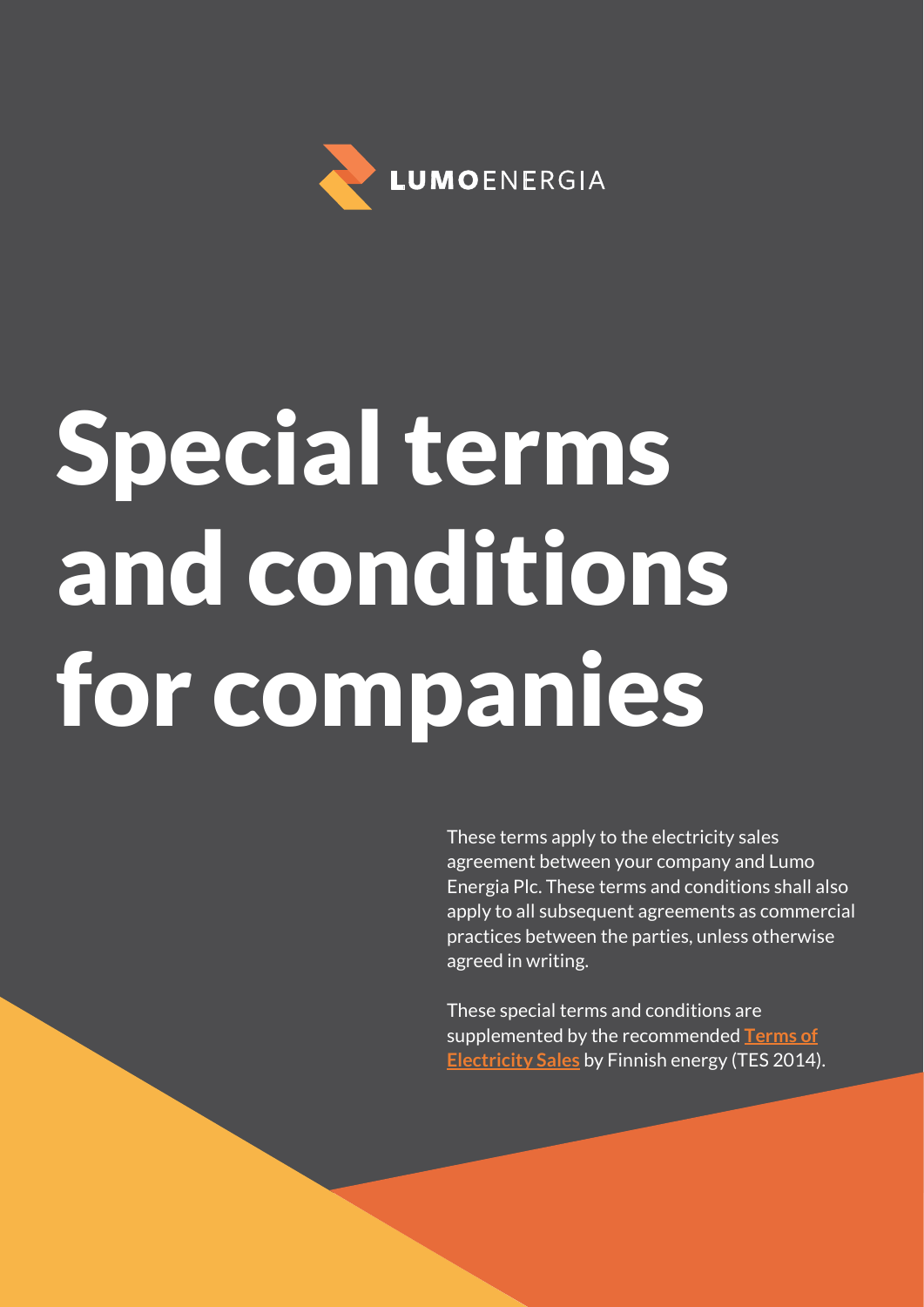LUMOENERGIA

# Special terms and conditions for companies

These terms apply to the electricity sales agreement between your company and Lumo Energia Plc. These terms and conditions shall also apply to all subsequent agreements as commercial practices between the parties, unless otherwise agreed in writing.

These special terms and conditions are supplemented by the recommended **Terms of Electricity Sales** by Finnish energy (TES 2014).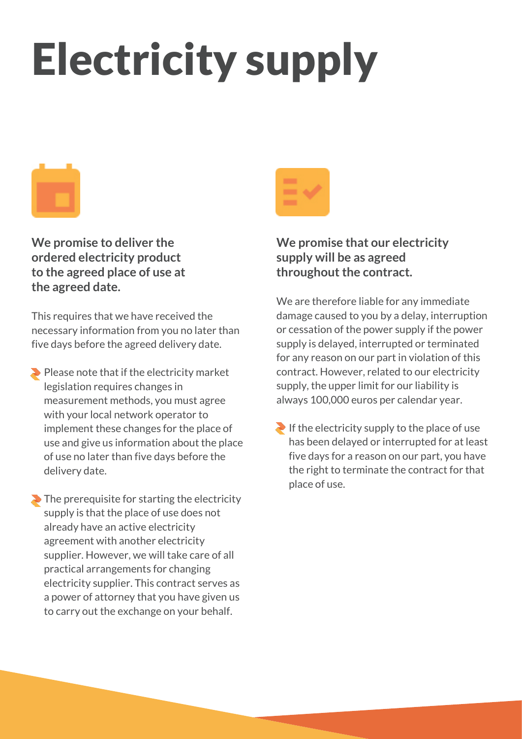# Electricity supply

**We promise to deliver the ordered electricity product to the agreed place of use at the agreed date.**

This requires that we have received the necessary information from you no later than five days before the agreed delivery date.

- Please note that if the electricity market legislation requires changes in measurement methods, you must agree with your local network operator to implement these changes for the place of use and give us information about the place of use no later than five days before the delivery date.
- The prerequisite for starting the electricity supply is that the place of use does not already have an active electricity agreement with another electricity supplier. However, we will take care of all practical arrangements for changing electricity supplier. This contract serves as a power of attorney that you have given us to carry out the exchange on your behalf.

**We promise that our electricity supply will be as agreed throughout the contract.**

We are therefore liable for any immediate damage caused to you by a delay, interruption or cessation of the power supply if the power supply is delayed, interrupted or terminated for any reason on our part in violation of this contract. However, related to our electricity supply, the upper limit for our liability is always 100,000 euros per calendar year.

- If the electricity supply to the place of use has been delayed or interrupted for at least five days for a reason on our part, you have the right to terminate the contract for that place of use.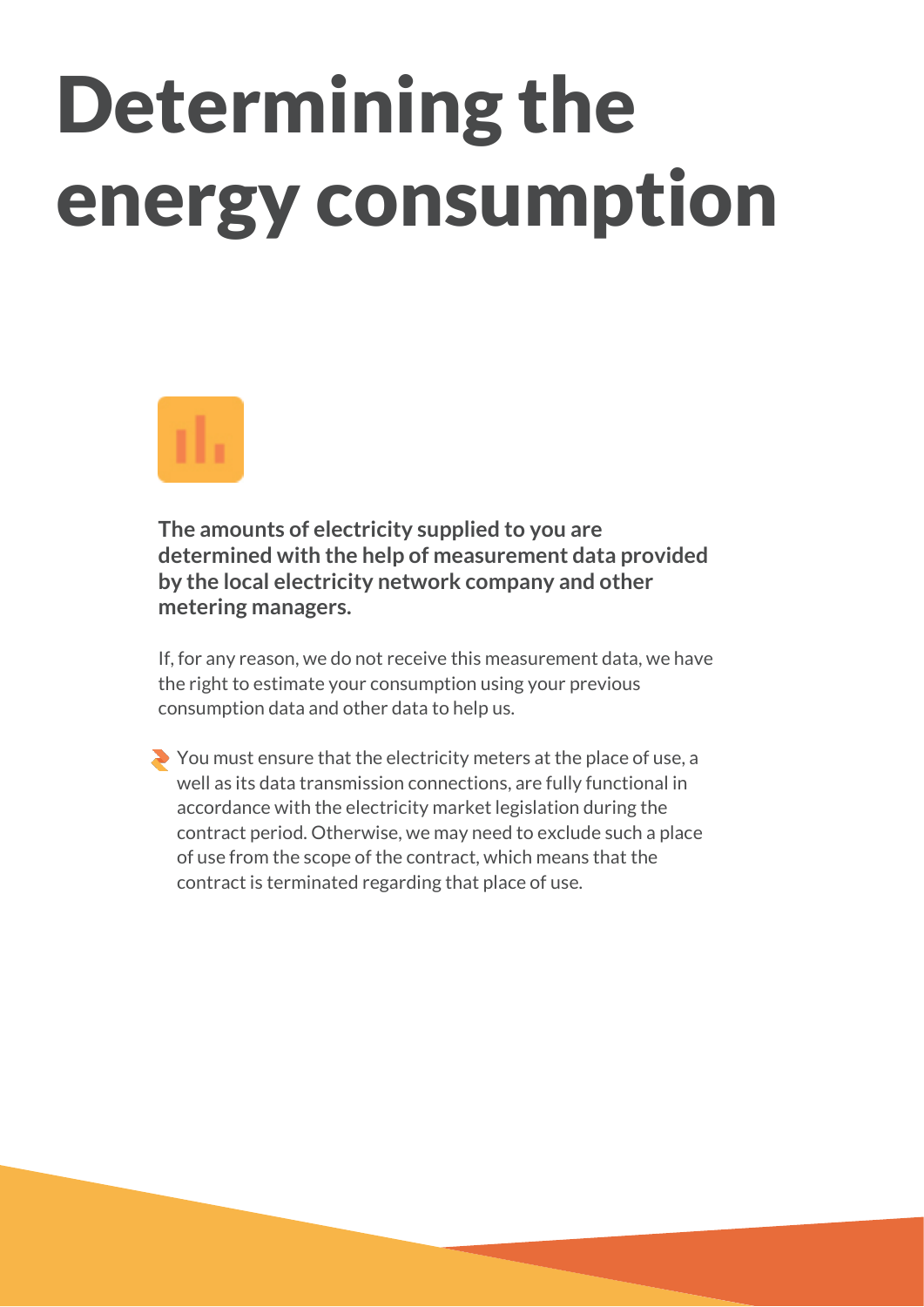# Determining the energy consumption

**The amounts of electricity supplied to you are determined with the help of measurement data provided by the local electricity network company and other metering managers.**

If, for any reason, we do not receive this measurement data, we have the right to estimate your consumption using your previous consumption data and other data to help us.

- You must ensure that the electricity meters at the place of use, a well as its data transmission connections, are fully functional in accordance with the electricity market legislation during the contract period. Otherwise, we may need to exclude such a place of use from the scope of the contract, which means that the contract is terminated regarding that place of use.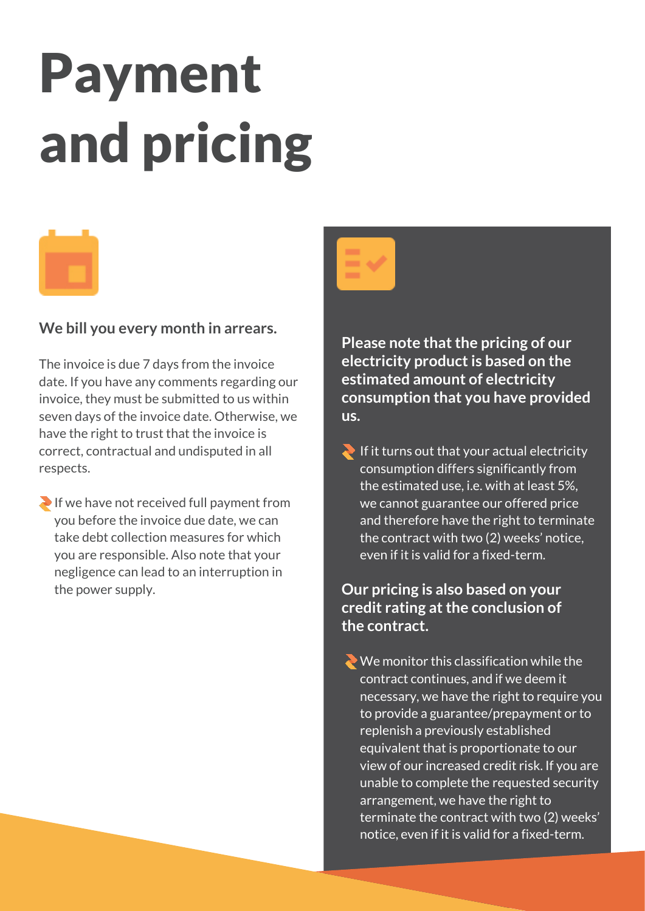# Payment and pricing

**We bill you every month in arrears.**

The invoice is due 7 days from the invoice date. If you have any comments regarding our invoice, they must be submitted to us within seven days of the invoice date. Otherwise, we have the right to trust that the invoice is correct, contractual and undisputed in all respects.

- If we have not received full payment from you before the invoice due date, we can take debt collection measures for which you are responsible. Also note that your negligence can lead to an interruption in the power supply.

**Please note that the pricing of our electricity product is based on the estimated amount of electricity consumption that you have provided us.**

- If it turns out that your actual electricity consumption differs significantly from the estimated use, i.e. with at least 5%, we cannot guarantee our offered price and therefore have the right to terminate the contract with two (2) weeks' notice, even if it is valid for a fixed-term.

**Our pricing is also based on your credit rating at the conclusion of the contract.**

- We monitor this classification while the contract continues, and if we deem it necessary, we have the right to require you to provide a guarantee/prepayment or to replenish a previously established equivalent that is proportionate to our view of our increased credit risk. If you are unable to complete the requested security arrangement, we have the right to terminate the contract with two (2) weeks' notice, even if it is valid for a fixed-term.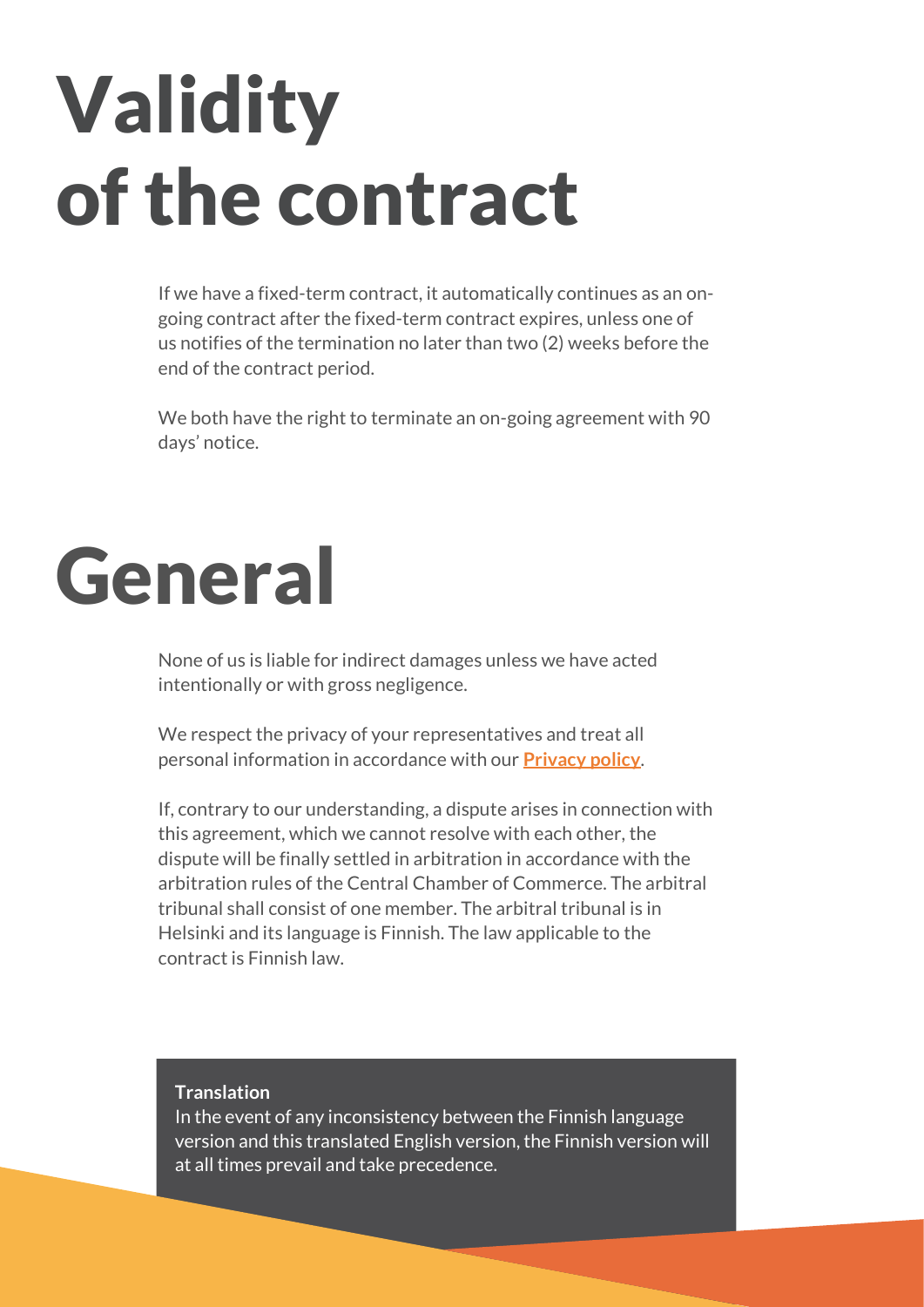# Validity of the contract

If we have a fixed-term contract, it automatically continues as an on-going contract after the fixed-term contract expires, unless one of us notifies of the termination no later than two (2) weeks before the end of the contract period.

We both have the right to terminate an on-going agreement with 90 days' notice.

# General

None of us is liable for indirect damages unless we have acted intentionally or with gross negligence.

We respect the privacy of your representatives and treat all personal information in accordance with our **Privacy policy**.

If, contrary to our understanding, a dispute arises in connection with this agreement, which we cannot resolve with each other, the dispute will be finally settled in arbitration in accordance with the arbitration rules of the Central Chamber of Commerce. The arbitral tribunal shall consist of one member. The arbitral tribunal is in Helsinki and its language is Finnish. The law applicable to the contract is Finnish law.

**Translation**

In the event of any inconsistency between the Finnish language version and this translated English version, the Finnish version will at all times prevail and take precedence.